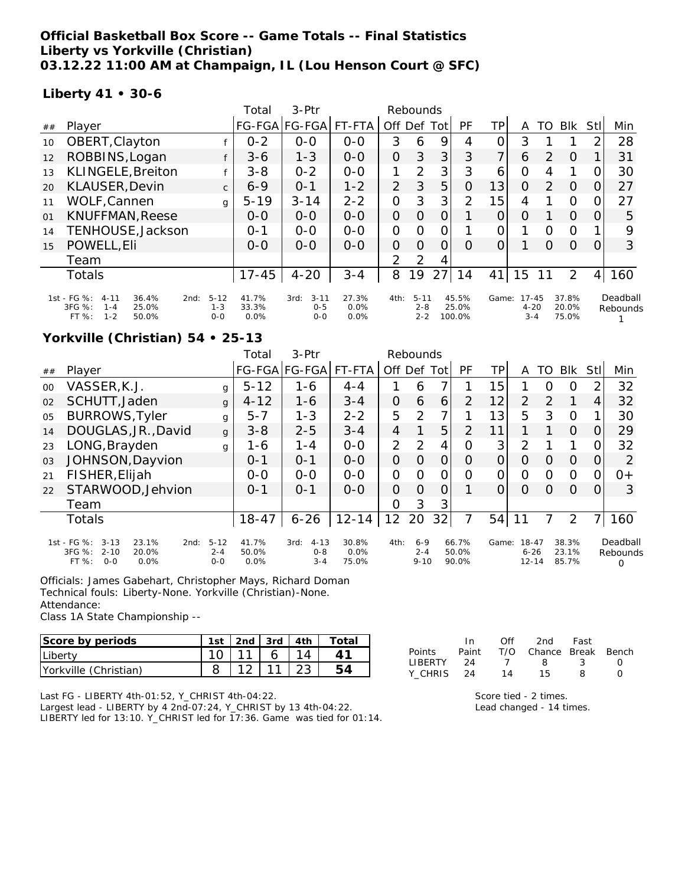# Official Basketball Box Score -- Game Totals -- Final Statistics
## Liberty vs Yorkville (Christian)
## 03.12.22 11:00 AM at Champaign, IL (Lou Henson Court @ SFC)

### Liberty 41 • 30-6

| ## | Player | | Total FG-FGA | 3-Ptr FG-FGA | FT-FTA | Off | Def | Tot | PF | TP | A | TO | Blk | Stl | Min |
|---|---|---|---|---|---|---|---|---|---|---|---|---|---|---|---|
| 10 | OBERT,Clayton | f | 0-2 | 0-0 | 0-0 | 3 | 6 | 9 | 4 | 0 | 3 | 1 | 1 | 2 | 28 |
| 12 | ROBBINS,Logan | f | 3-6 | 1-3 | 0-0 | 0 | 3 | 3 | 3 | 7 | 6 | 2 | 0 | 1 | 31 |
| 13 | KLINGELE,Breiton | f | 3-8 | 0-2 | 0-0 | 1 | 2 | 3 | 3 | 6 | 0 | 4 | 1 | 0 | 30 |
| 20 | KLAUSER,Devin | c | 6-9 | 0-1 | 1-2 | 2 | 3 | 5 | 0 | 13 | 0 | 2 | 0 | 0 | 27 |
| 11 | WOLF,Cannen | g | 5-19 | 3-14 | 2-2 | 0 | 3 | 3 | 2 | 15 | 4 | 1 | 0 | 0 | 27 |
| 01 | KNUFFMAN,Reese | | 0-0 | 0-0 | 0-0 | 0 | 0 | 0 | 1 | 0 | 0 | 1 | 0 | 0 | 5 |
| 14 | TENHOUSE,Jackson | | 0-1 | 0-0 | 0-0 | 0 | 0 | 0 | 1 | 0 | 1 | 0 | 0 | 1 | 9 |
| 15 | POWELL,Eli | | 0-0 | 0-0 | 0-0 | 0 | 0 | 0 | 0 | 0 | 1 | 0 | 0 | 0 | 3 |
| | Team | | | | | 2 | 2 | 4 | | | | | | | |
| | Totals | | 17-45 | 4-20 | 3-4 | 8 | 19 | 27 | 14 | 41 | 15 | 11 | 2 | 4 | 160 |

| | 1st | | 2nd | | 3rd | | 4th | | Game | | Deadball Rebounds |
|---|---|---|---|---|---|---|---|---|---|---|---|
| FG % | 4-11 | 36.4% | 5-12 | 41.7% | 3-11 | 27.3% | 5-11 | 45.5% | 17-45 | 37.8% | 1 |
| 3FG % | 1-4 | 25.0% | 1-3 | 33.3% | 0-5 | 0.0% | 2-8 | 25.0% | 4-20 | 20.0% | |
| FT % | 1-2 | 50.0% | 0-0 | 0.0% | 0-0 | 0.0% | 2-2 | 100.0% | 3-4 | 75.0% | |

### Yorkville (Christian) 54 • 25-13

| ## | Player | | Total FG-FGA | 3-Ptr FG-FGA | FT-FTA | Off | Def | Tot | PF | TP | A | TO | Blk | Stl | Min |
|---|---|---|---|---|---|---|---|---|---|---|---|---|---|---|---|
| 00 | VASSER,K.J. | g | 5-12 | 1-6 | 4-4 | 1 | 6 | 7 | 1 | 15 | 1 | 0 | 0 | 2 | 32 |
| 02 | SCHUTT,Jaden | g | 4-12 | 1-6 | 3-4 | 0 | 6 | 6 | 2 | 12 | 2 | 2 | 1 | 4 | 32 |
| 05 | BURROWS,Tyler | g | 5-7 | 1-3 | 2-2 | 5 | 2 | 7 | 1 | 13 | 5 | 3 | 0 | 1 | 30 |
| 14 | DOUGLAS,JR.,David | g | 3-8 | 2-5 | 3-4 | 4 | 1 | 5 | 2 | 11 | 1 | 1 | 0 | 0 | 29 |
| 23 | LONG,Brayden | g | 1-6 | 1-4 | 0-0 | 2 | 2 | 4 | 0 | 3 | 2 | 1 | 1 | 0 | 32 |
| 03 | JOHNSON,Dayvion | | 0-1 | 0-1 | 0-0 | 0 | 0 | 0 | 0 | 0 | 0 | 0 | 0 | 0 | 2 |
| 21 | FISHER,Elijah | | 0-0 | 0-0 | 0-0 | 0 | 0 | 0 | 0 | 0 | 0 | 0 | 0 | 0 | 0+ |
| 22 | STARWOOD,Jehvion | | 0-1 | 0-1 | 0-0 | 0 | 0 | 0 | 1 | 0 | 0 | 0 | 0 | 0 | 3 |
| | Team | | | | | 0 | 3 | 3 | | | | | | | |
| | Totals | | 18-47 | 6-26 | 12-14 | 12 | 20 | 32 | 7 | 54 | 11 | 7 | 2 | 7 | 160 |

| | 1st | | 2nd | | 3rd | | 4th | | Game | | Deadball Rebounds |
|---|---|---|---|---|---|---|---|---|---|---|---|
| FG % | 3-13 | 23.1% | 5-12 | 41.7% | 4-13 | 30.8% | 6-9 | 66.7% | 18-47 | 38.3% | 0 |
| 3FG % | 2-10 | 20.0% | 2-4 | 50.0% | 0-8 | 0.0% | 2-4 | 50.0% | 6-26 | 23.1% | |
| FT % | 0-0 | 0.0% | 0-0 | 0.0% | 3-4 | 75.0% | 9-10 | 90.0% | 12-14 | 85.7% | |

Officials: James Gabehart, Christopher Mays, Richard Doman
Technical fouls: Liberty-None. Yorkville (Christian)-None.
Attendance:
Class 1A State Championship --

| Score by periods | 1st | 2nd | 3rd | 4th | Total |
|---|---|---|---|---|---|
| Liberty | 10 | 11 | 6 | 14 | 41 |
| Yorkville (Christian) | 8 | 12 | 11 | 23 | 54 |

| Points | In Paint | Off T/O | 2nd Chance | Fast Break | Bench |
|---|---|---|---|---|---|
| LIBERTY | 24 | 7 | 8 | 3 | 0 |
| Y_CHRIS | 24 | 14 | 15 | 8 | 0 |

Last FG - LIBERTY 4th-01:52, Y_CHRIST 4th-04:22.
Largest lead - LIBERTY by 4 2nd-07:24, Y_CHRIST by 13 4th-04:22.
LIBERTY led for 13:10. Y_CHRIST led for 17:36. Game was tied for 01:14.

Score tied - 2 times.
Lead changed - 14 times.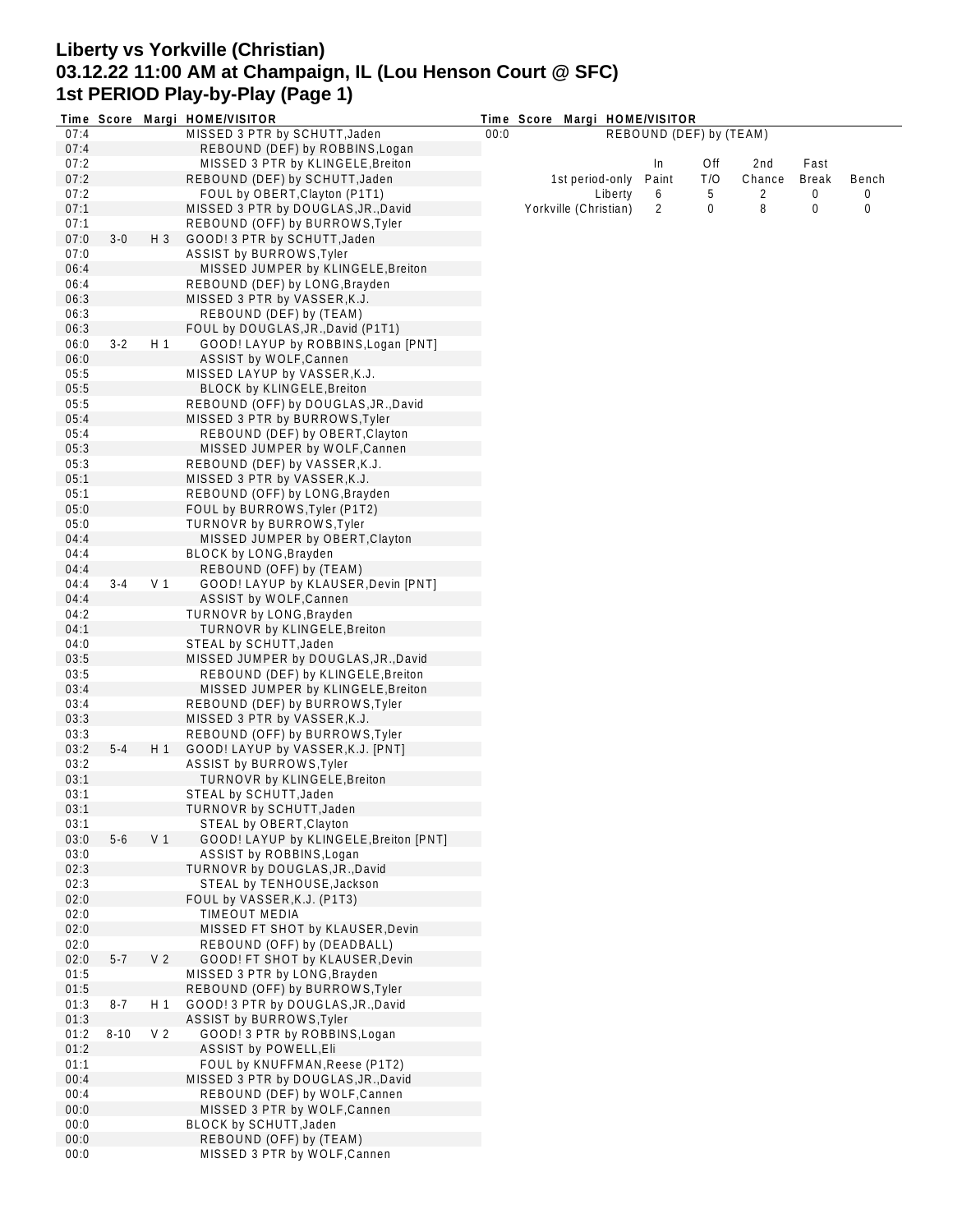# Liberty vs Yorkville (Christian)
# 03.12.22 11:00 AM at Champaign, IL (Lou Henson Court @ SFC)
# 1st PERIOD Play-by-Play (Page 1)

| Time | Score | Margi | HOME/VISITOR |
|---|---|---|---|
| 07:4 | | | MISSED 3 PTR by SCHUTT,Jaden |
| 07:4 | | | REBOUND (DEF) by ROBBINS,Logan |
| 07:2 | | | MISSED 3 PTR by KLINGELE,Breiton |
| 07:2 | | | REBOUND (DEF) by SCHUTT,Jaden |
| 07:2 | | | FOUL by OBERT,Clayton (P1T1) |
| 07:1 | | | MISSED 3 PTR by DOUGLAS,JR.,David |
| 07:1 | | | REBOUND (OFF) by BURROWS,Tyler |
| 07:0 | 3-0 | H 3 | GOOD! 3 PTR by SCHUTT,Jaden |
| 07:0 | | | ASSIST by BURROWS,Tyler |
| 06:4 | | | MISSED JUMPER by KLINGELE,Breiton |
| 06:4 | | | REBOUND (DEF) by LONG,Brayden |
| 06:3 | | | MISSED 3 PTR by VASSER,K.J. |
| 06:3 | | | REBOUND (DEF) by (TEAM) |
| 06:3 | | | FOUL by DOUGLAS,JR.,David (P1T1) |
| 06:0 | 3-2 | H 1 | GOOD! LAYUP by ROBBINS,Logan [PNT] |
| 06:0 | | | ASSIST by WOLF,Cannen |
| 05:5 | | | MISSED LAYUP by VASSER,K.J. |
| 05:5 | | | BLOCK by KLINGELE,Breiton |
| 05:5 | | | REBOUND (OFF) by DOUGLAS,JR.,David |
| 05:4 | | | MISSED 3 PTR by BURROWS,Tyler |
| 05:4 | | | REBOUND (DEF) by OBERT,Clayton |
| 05:3 | | | MISSED JUMPER by WOLF,Cannen |
| 05:3 | | | REBOUND (DEF) by VASSER,K.J. |
| 05:1 | | | MISSED 3 PTR by VASSER,K.J. |
| 05:1 | | | REBOUND (OFF) by LONG,Brayden |
| 05:0 | | | FOUL by BURROWS,Tyler (P1T2) |
| 05:0 | | | TURNOVR by BURROWS,Tyler |
| 04:4 | | | MISSED JUMPER by OBERT,Clayton |
| 04:4 | | | BLOCK by LONG,Brayden |
| 04:4 | | | REBOUND (OFF) by (TEAM) |
| 04:4 | 3-4 | V 1 | GOOD! LAYUP by KLAUSER,Devin [PNT] |
| 04:4 | | | ASSIST by WOLF,Cannen |
| 04:2 | | | TURNOVR by LONG,Brayden |
| 04:1 | | | TURNOVR by KLINGELE,Breiton |
| 04:0 | | | STEAL by SCHUTT,Jaden |
| 03:5 | | | MISSED JUMPER by DOUGLAS,JR.,David |
| 03:5 | | | REBOUND (DEF) by KLINGELE,Breiton |
| 03:4 | | | MISSED JUMPER by KLINGELE,Breiton |
| 03:4 | | | REBOUND (DEF) by BURROWS,Tyler |
| 03:3 | | | MISSED 3 PTR by VASSER,K.J. |
| 03:3 | | | REBOUND (OFF) by BURROWS,Tyler |
| 03:2 | 5-4 | H 1 | GOOD! LAYUP by VASSER,K.J. [PNT] |
| 03:2 | | | ASSIST by BURROWS,Tyler |
| 03:1 | | | TURNOVR by KLINGELE,Breiton |
| 03:1 | | | STEAL by SCHUTT,Jaden |
| 03:1 | | | TURNOVR by SCHUTT,Jaden |
| 03:1 | | | STEAL by OBERT,Clayton |
| 03:0 | 5-6 | V 1 | GOOD! LAYUP by KLINGELE,Breiton [PNT] |
| 03:0 | | | ASSIST by ROBBINS,Logan |
| 02:3 | | | TURNOVR by DOUGLAS,JR.,David |
| 02:3 | | | STEAL by TENHOUSE,Jackson |
| 02:0 | | | FOUL by VASSER,K.J. (P1T3) |
| 02:0 | | | TIMEOUT MEDIA |
| 02:0 | | | MISSED FT SHOT by KLAUSER,Devin |
| 02:0 | | | REBOUND (OFF) by (DEADBALL) |
| 02:0 | 5-7 | V 2 | GOOD! FT SHOT by KLAUSER,Devin |
| 01:5 | | | MISSED 3 PTR by LONG,Brayden |
| 01:5 | | | REBOUND (OFF) by BURROWS,Tyler |
| 01:3 | 8-7 | H 1 | GOOD! 3 PTR by DOUGLAS,JR.,David |
| 01:3 | | | ASSIST by BURROWS,Tyler |
| 01:2 | 8-10 | V 2 | GOOD! 3 PTR by ROBBINS,Logan |
| 01:2 | | | ASSIST by POWELL,Eli |
| 01:1 | | | FOUL by KNUFFMAN,Reese (P1T2) |
| 00:4 | | | MISSED 3 PTR by DOUGLAS,JR.,David |
| 00:4 | | | REBOUND (DEF) by WOLF,Cannen |
| 00:0 | | | MISSED 3 PTR by WOLF,Cannen |
| 00:0 | | | BLOCK by SCHUTT,Jaden |
| 00:0 | | | REBOUND (OFF) by (TEAM) |
| 00:0 | | | MISSED 3 PTR by WOLF,Cannen |
| 00:0 | | | REBOUND (DEF) by (TEAM) |

| 1st period-only | In Paint | Off T/O | 2nd Chance | Fast Break | Bench |
|---|---|---|---|---|---|
| Liberty | 6 | 5 | 2 | 0 | 0 |
| Yorkville (Christian) | 2 | 0 | 8 | 0 | 0 |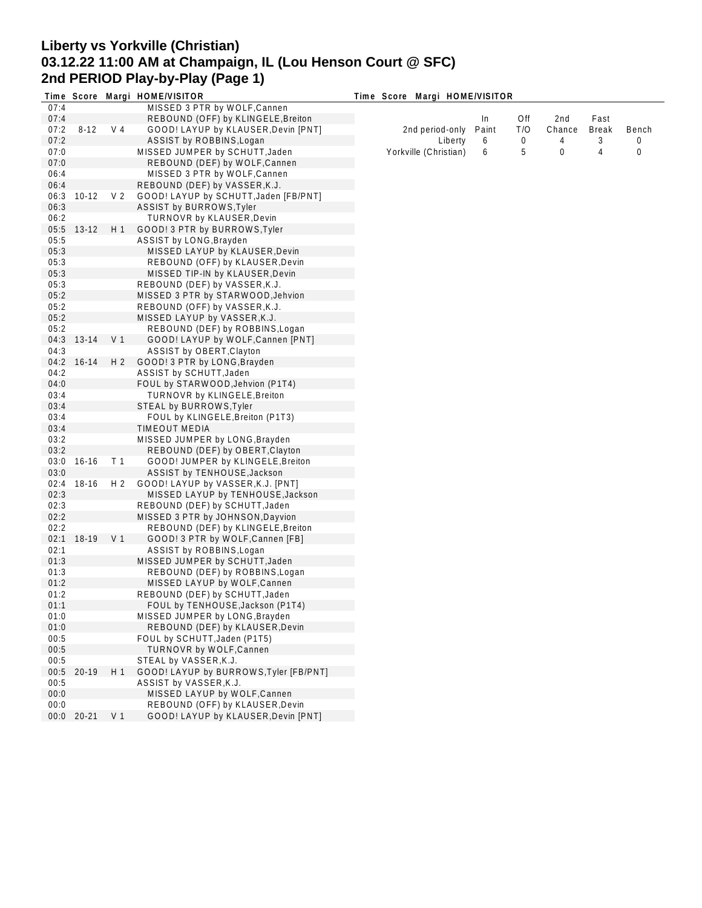# Liberty vs Yorkville (Christian)
## 03.12.22 11:00 AM at Champaign, IL (Lou Henson Court @ SFC)
## 2nd PERIOD Play-by-Play (Page 1)

| Time | Score | Margi | HOME/VISITOR |
|---|---|---|---|
| 07:4 | | | MISSED 3 PTR by WOLF,Cannen |
| 07:4 | | | REBOUND (OFF) by KLINGELE,Breiton |
| 07:2 | 8-12 | V 4 | GOOD! LAYUP by KLAUSER,Devin [PNT] |
| 07:2 | | | ASSIST by ROBBINS,Logan |
| 07:0 | | | MISSED JUMPER by SCHUTT,Jaden |
| 07:0 | | | REBOUND (DEF) by WOLF,Cannen |
| 06:4 | | | MISSED 3 PTR by WOLF,Cannen |
| 06:4 | | | REBOUND (DEF) by VASSER,K.J. |
| 06:3 | 10-12 | V 2 | GOOD! LAYUP by SCHUTT,Jaden [FB/PNT] |
| 06:3 | | | ASSIST by BURROWS,Tyler |
| 06:2 | | | TURNOVR by KLAUSER,Devin |
| 05:5 | 13-12 | H 1 | GOOD! 3 PTR by BURROWS,Tyler |
| 05:5 | | | ASSIST by LONG,Brayden |
| 05:3 | | | MISSED LAYUP by KLAUSER,Devin |
| 05:3 | | | REBOUND (OFF) by KLAUSER,Devin |
| 05:3 | | | MISSED TIP-IN by KLAUSER,Devin |
| 05:3 | | | REBOUND (DEF) by VASSER,K.J. |
| 05:2 | | | MISSED 3 PTR by STARWOOD,Jehvion |
| 05:2 | | | REBOUND (OFF) by VASSER,K.J. |
| 05:2 | | | MISSED LAYUP by VASSER,K.J. |
| 05:2 | | | REBOUND (DEF) by ROBBINS,Logan |
| 04:3 | 13-14 | V 1 | GOOD! LAYUP by WOLF,Cannen [PNT] |
| 04:3 | | | ASSIST by OBERT,Clayton |
| 04:2 | 16-14 | H 2 | GOOD! 3 PTR by LONG,Brayden |
| 04:2 | | | ASSIST by SCHUTT,Jaden |
| 04:0 | | | FOUL by STARWOOD,Jehvion (P1T4) |
| 03:4 | | | TURNOVR by KLINGELE,Breiton |
| 03:4 | | | STEAL by BURROWS,Tyler |
| 03:4 | | | FOUL by KLINGELE,Breiton (P1T3) |
| 03:4 | | | TIMEOUT MEDIA |
| 03:2 | | | MISSED JUMPER by LONG,Brayden |
| 03:2 | | | REBOUND (DEF) by OBERT,Clayton |
| 03:0 | 16-16 | T 1 | GOOD! JUMPER by KLINGELE,Breiton |
| 03:0 | | | ASSIST by TENHOUSE,Jackson |
| 02:4 | 18-16 | H 2 | GOOD! LAYUP by VASSER,K.J. [PNT] |
| 02:3 | | | MISSED LAYUP by TENHOUSE,Jackson |
| 02:3 | | | REBOUND (DEF) by SCHUTT,Jaden |
| 02:2 | | | MISSED 3 PTR by JOHNSON,Dayvion |
| 02:2 | | | REBOUND (DEF) by KLINGELE,Breiton |
| 02:1 | 18-19 | V 1 | GOOD! 3 PTR by WOLF,Cannen [FB] |
| 02:1 | | | ASSIST by ROBBINS,Logan |
| 01:3 | | | MISSED JUMPER by SCHUTT,Jaden |
| 01:3 | | | REBOUND (DEF) by ROBBINS,Logan |
| 01:2 | | | MISSED LAYUP by WOLF,Cannen |
| 01:2 | | | REBOUND (DEF) by SCHUTT,Jaden |
| 01:1 | | | FOUL by TENHOUSE,Jackson (P1T4) |
| 01:0 | | | MISSED JUMPER by LONG,Brayden |
| 01:0 | | | REBOUND (DEF) by KLAUSER,Devin |
| 00:5 | | | FOUL by SCHUTT,Jaden (P1T5) |
| 00:5 | | | TURNOVR by WOLF,Cannen |
| 00:5 | | | STEAL by VASSER,K.J. |
| 00:5 | 20-19 | H 1 | GOOD! LAYUP by BURROWS,Tyler [FB/PNT] |
| 00:5 | | | ASSIST by VASSER,K.J. |
| 00:0 | | | MISSED LAYUP by WOLF,Cannen |
| 00:0 | | | REBOUND (OFF) by KLAUSER,Devin |
| 00:0 | 20-21 | V 1 | GOOD! LAYUP by KLAUSER,Devin [PNT] |

| 2nd period-only | In Paint | Off T/O | 2nd Chance | Fast Break | Bench |
|---|---|---|---|---|---|
| Liberty | 6 | 0 | 4 | 3 | 0 |
| Yorkville (Christian) | 6 | 5 | 0 | 4 | 0 |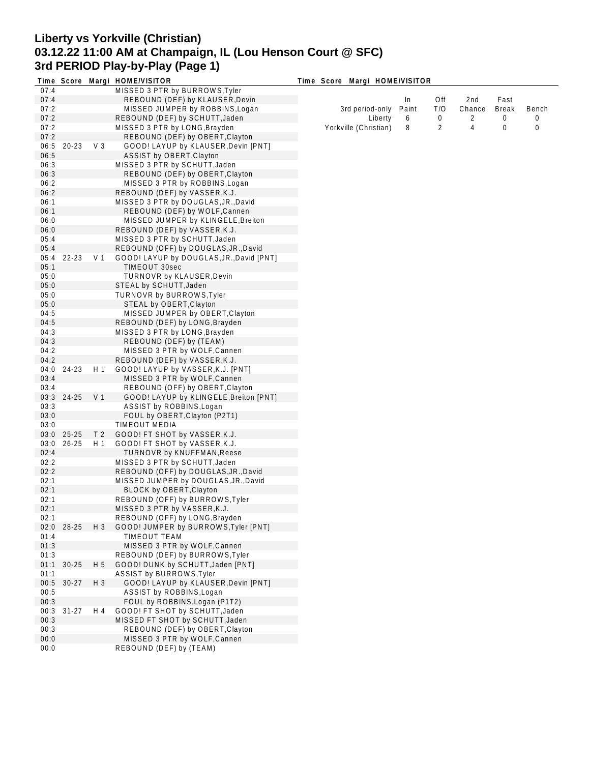# Liberty vs Yorkville (Christian)
# 03.12.22 11:00 AM at Champaign, IL (Lou Henson Court @ SFC)
# 3rd PERIOD Play-by-Play (Page 1)

| Time | Score | Margi | HOME/VISITOR |
|---|---|---|---|
| 07:4 | | | MISSED 3 PTR by BURROWS,Tyler |
| 07:4 | | | REBOUND (DEF) by KLAUSER,Devin |
| 07:2 | | | MISSED JUMPER by ROBBINS,Logan |
| 07:2 | | | REBOUND (DEF) by SCHUTT,Jaden |
| 07:2 | | | MISSED 3 PTR by LONG,Brayden |
| 07:2 | | | REBOUND (DEF) by OBERT,Clayton |
| 06:5 | 20-23 | V 3 | GOOD! LAYUP by KLAUSER,Devin [PNT] |
| 06:5 | | | ASSIST by OBERT,Clayton |
| 06:3 | | | MISSED 3 PTR by SCHUTT,Jaden |
| 06:3 | | | REBOUND (DEF) by OBERT,Clayton |
| 06:2 | | | MISSED 3 PTR by ROBBINS,Logan |
| 06:2 | | | REBOUND (DEF) by VASSER,K.J. |
| 06:1 | | | MISSED 3 PTR by DOUGLAS,JR.,David |
| 06:1 | | | REBOUND (DEF) by WOLF,Cannen |
| 06:0 | | | MISSED JUMPER by KLINGELE,Breiton |
| 06:0 | | | REBOUND (DEF) by VASSER,K.J. |
| 05:4 | | | MISSED 3 PTR by SCHUTT,Jaden |
| 05:4 | | | REBOUND (OFF) by DOUGLAS,JR.,David |
| 05:4 | 22-23 | V 1 | GOOD! LAYUP by DOUGLAS,JR.,David [PNT] |
| 05:1 | | | TIMEOUT 30sec |
| 05:0 | | | TURNOVR by KLAUSER,Devin |
| 05:0 | | | STEAL by SCHUTT,Jaden |
| 05:0 | | | TURNOVR by BURROWS,Tyler |
| 05:0 | | | STEAL by OBERT,Clayton |
| 04:5 | | | MISSED JUMPER by OBERT,Clayton |
| 04:5 | | | REBOUND (DEF) by LONG,Brayden |
| 04:3 | | | MISSED 3 PTR by LONG,Brayden |
| 04:3 | | | REBOUND (DEF) by (TEAM) |
| 04:2 | | | MISSED 3 PTR by WOLF,Cannen |
| 04:2 | | | REBOUND (DEF) by VASSER,K.J. |
| 04:0 | 24-23 | H 1 | GOOD! LAYUP by VASSER,K.J. [PNT] |
| 03:4 | | | MISSED 3 PTR by WOLF,Cannen |
| 03:4 | | | REBOUND (OFF) by OBERT,Clayton |
| 03:3 | 24-25 | V 1 | GOOD! LAYUP by KLINGELE,Breiton [PNT] |
| 03:3 | | | ASSIST by ROBBINS,Logan |
| 03:0 | | | FOUL by OBERT,Clayton (P2T1) |
| 03:0 | | | TIMEOUT MEDIA |
| 03:0 | 25-25 | T 2 | GOOD! FT SHOT by VASSER,K.J. |
| 03:0 | 26-25 | H 1 | GOOD! FT SHOT by VASSER,K.J. |
| 02:4 | | | TURNOVR by KNUFFMAN,Reese |
| 02:2 | | | MISSED 3 PTR by SCHUTT,Jaden |
| 02:2 | | | REBOUND (OFF) by DOUGLAS,JR.,David |
| 02:1 | | | MISSED JUMPER by DOUGLAS,JR.,David |
| 02:1 | | | BLOCK by OBERT,Clayton |
| 02:1 | | | REBOUND (OFF) by BURROWS,Tyler |
| 02:1 | | | MISSED 3 PTR by VASSER,K.J. |
| 02:1 | | | REBOUND (OFF) by LONG,Brayden |
| 02:0 | 28-25 | H 3 | GOOD! JUMPER by BURROWS,Tyler [PNT] |
| 01:4 | | | TIMEOUT TEAM |
| 01:3 | | | MISSED 3 PTR by WOLF,Cannen |
| 01:3 | | | REBOUND (DEF) by BURROWS,Tyler |
| 01:1 | 30-25 | H 5 | GOOD! DUNK by SCHUTT,Jaden [PNT] |
| 01:1 | | | ASSIST by BURROWS,Tyler |
| 00:5 | 30-27 | H 3 | GOOD! LAYUP by KLAUSER,Devin [PNT] |
| 00:5 | | | ASSIST by ROBBINS,Logan |
| 00:3 | | | FOUL by ROBBINS,Logan (P1T2) |
| 00:3 | 31-27 | H 4 | GOOD! FT SHOT by SCHUTT,Jaden |
| 00:3 | | | MISSED FT SHOT by SCHUTT,Jaden |
| 00:3 | | | REBOUND (DEF) by OBERT,Clayton |
| 00:0 | | | MISSED 3 PTR by WOLF,Cannen |
| 00:0 | | | REBOUND (DEF) by (TEAM) |

| 3rd period-only | In Paint | Off T/O | 2nd Chance | Fast Break | Bench |
|---|---|---|---|---|---|
| Liberty | 6 | 0 | 2 | 0 | 0 |
| Yorkville (Christian) | 8 | 2 | 4 | 0 | 0 |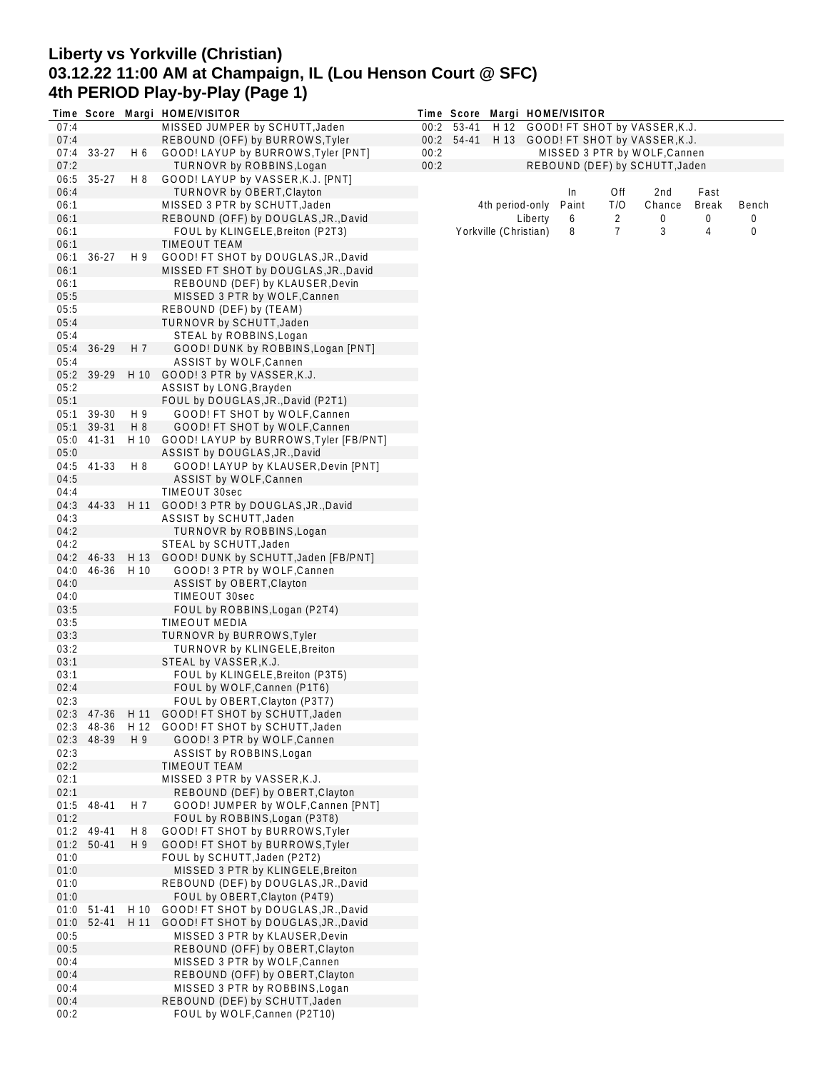# Liberty vs Yorkville (Christian)
## 03.12.22 11:00 AM at Champaign, IL (Lou Henson Court @ SFC)
## 4th PERIOD Play-by-Play (Page 1)

| Time | Score | Margi | HOME/VISITOR |
|---|---|---|---|
| 07:4 | | | MISSED JUMPER by SCHUTT,Jaden |
| 07:4 | | | REBOUND (OFF) by BURROWS,Tyler |
| 07:4 | 33-27 | H 6 | GOOD! LAYUP by BURROWS,Tyler [PNT] |
| 07:2 | | | TURNOVR by ROBBINS,Logan |
| 06:5 | 35-27 | H 8 | GOOD! LAYUP by VASSER,K.J. [PNT] |
| 06:4 | | | TURNOVR by OBERT,Clayton |
| 06:1 | | | MISSED 3 PTR by SCHUTT,Jaden |
| 06:1 | | | REBOUND (OFF) by DOUGLAS,JR.,David |
| 06:1 | | | FOUL by KLINGELE,Breiton (P2T3) |
| 06:1 | | | TIMEOUT TEAM |
| 06:1 | 36-27 | H 9 | GOOD! FT SHOT by DOUGLAS,JR.,David |
| 06:1 | | | MISSED FT SHOT by DOUGLAS,JR.,David |
| 06:1 | | | REBOUND (DEF) by KLAUSER,Devin |
| 05:5 | | | MISSED 3 PTR by WOLF,Cannen |
| 05:5 | | | REBOUND (DEF) by (TEAM) |
| 05:4 | | | TURNOVR by SCHUTT,Jaden |
| 05:4 | | | STEAL by ROBBINS,Logan |
| 05:4 | 36-29 | H 7 | GOOD! DUNK by ROBBINS,Logan [PNT] |
| 05:4 | | | ASSIST by WOLF,Cannen |
| 05:2 | 39-29 | H 10 | GOOD! 3 PTR by VASSER,K.J. |
| 05:2 | | | ASSIST by LONG,Brayden |
| 05:1 | | | FOUL by DOUGLAS,JR.,David (P2T1) |
| 05:1 | 39-30 | H 9 | GOOD! FT SHOT by WOLF,Cannen |
| 05:1 | 39-31 | H 8 | GOOD! FT SHOT by WOLF,Cannen |
| 05:0 | 41-31 | H 10 | GOOD! LAYUP by BURROWS,Tyler [FB/PNT] |
| 05:0 | | | ASSIST by DOUGLAS,JR.,David |
| 04:5 | 41-33 | H 8 | GOOD! LAYUP by KLAUSER,Devin [PNT] |
| 04:5 | | | ASSIST by WOLF,Cannen |
| 04:4 | | | TIMEOUT 30sec |
| 04:3 | 44-33 | H 11 | GOOD! 3 PTR by DOUGLAS,JR.,David |
| 04:3 | | | ASSIST by SCHUTT,Jaden |
| 04:2 | | | TURNOVR by ROBBINS,Logan |
| 04:2 | | | STEAL by SCHUTT,Jaden |
| 04:2 | 46-33 | H 13 | GOOD! DUNK by SCHUTT,Jaden [FB/PNT] |
| 04:0 | 46-36 | H 10 | GOOD! 3 PTR by WOLF,Cannen |
| 04:0 | | | ASSIST by OBERT,Clayton |
| 04:0 | | | TIMEOUT 30sec |
| 03:5 | | | FOUL by ROBBINS,Logan (P2T4) |
| 03:5 | | | TIMEOUT MEDIA |
| 03:3 | | | TURNOVR by BURROWS,Tyler |
| 03:2 | | | TURNOVR by KLINGELE,Breiton |
| 03:1 | | | STEAL by VASSER,K.J. |
| 03:1 | | | FOUL by KLINGELE,Breiton (P3T5) |
| 02:4 | | | FOUL by WOLF,Cannen (P1T6) |
| 02:3 | | | FOUL by OBERT,Clayton (P3T7) |
| 02:3 | 47-36 | H 11 | GOOD! FT SHOT by SCHUTT,Jaden |
| 02:3 | 48-36 | H 12 | GOOD! FT SHOT by SCHUTT,Jaden |
| 02:3 | 48-39 | H 9 | GOOD! 3 PTR by WOLF,Cannen |
| 02:3 | | | ASSIST by ROBBINS,Logan |
| 02:2 | | | TIMEOUT TEAM |
| 02:1 | | | MISSED 3 PTR by VASSER,K.J. |
| 02:1 | | | REBOUND (DEF) by OBERT,Clayton |
| 01:5 | 48-41 | H 7 | GOOD! JUMPER by WOLF,Cannen [PNT] |
| 01:2 | | | FOUL by ROBBINS,Logan (P3T8) |
| 01:2 | 49-41 | H 8 | GOOD! FT SHOT by BURROWS,Tyler |
| 01:2 | 50-41 | H 9 | GOOD! FT SHOT by BURROWS,Tyler |
| 01:0 | | | FOUL by SCHUTT,Jaden (P2T2) |
| 01:0 | | | MISSED 3 PTR by KLINGELE,Breiton |
| 01:0 | | | REBOUND (DEF) by DOUGLAS,JR.,David |
| 01:0 | | | FOUL by OBERT,Clayton (P4T9) |
| 01:0 | 51-41 | H 10 | GOOD! FT SHOT by DOUGLAS,JR.,David |
| 01:0 | 52-41 | H 11 | GOOD! FT SHOT by DOUGLAS,JR.,David |
| 00:5 | | | MISSED 3 PTR by KLAUSER,Devin |
| 00:5 | | | REBOUND (OFF) by OBERT,Clayton |
| 00:4 | | | MISSED 3 PTR by WOLF,Cannen |
| 00:4 | | | REBOUND (OFF) by OBERT,Clayton |
| 00:4 | | | MISSED 3 PTR by ROBBINS,Logan |
| 00:4 | | | REBOUND (DEF) by SCHUTT,Jaden |
| 00:2 | | | FOUL by WOLF,Cannen (P2T10) |
| 00:2 | 53-41 | H 12 | GOOD! FT SHOT by VASSER,K.J. |
| 00:2 | 54-41 | H 13 | GOOD! FT SHOT by VASSER,K.J. |
| 00:2 | | | MISSED 3 PTR by WOLF,Cannen |
| 00:2 | | | REBOUND (DEF) by SCHUTT,Jaden |

| 4th period-only | In Paint | Off T/O | 2nd Chance | Fast Break | Bench |
|---|---|---|---|---|---|
| Liberty | 6 | 2 | 0 | 0 | 0 |
| Yorkville (Christian) | 8 | 7 | 3 | 4 | 0 |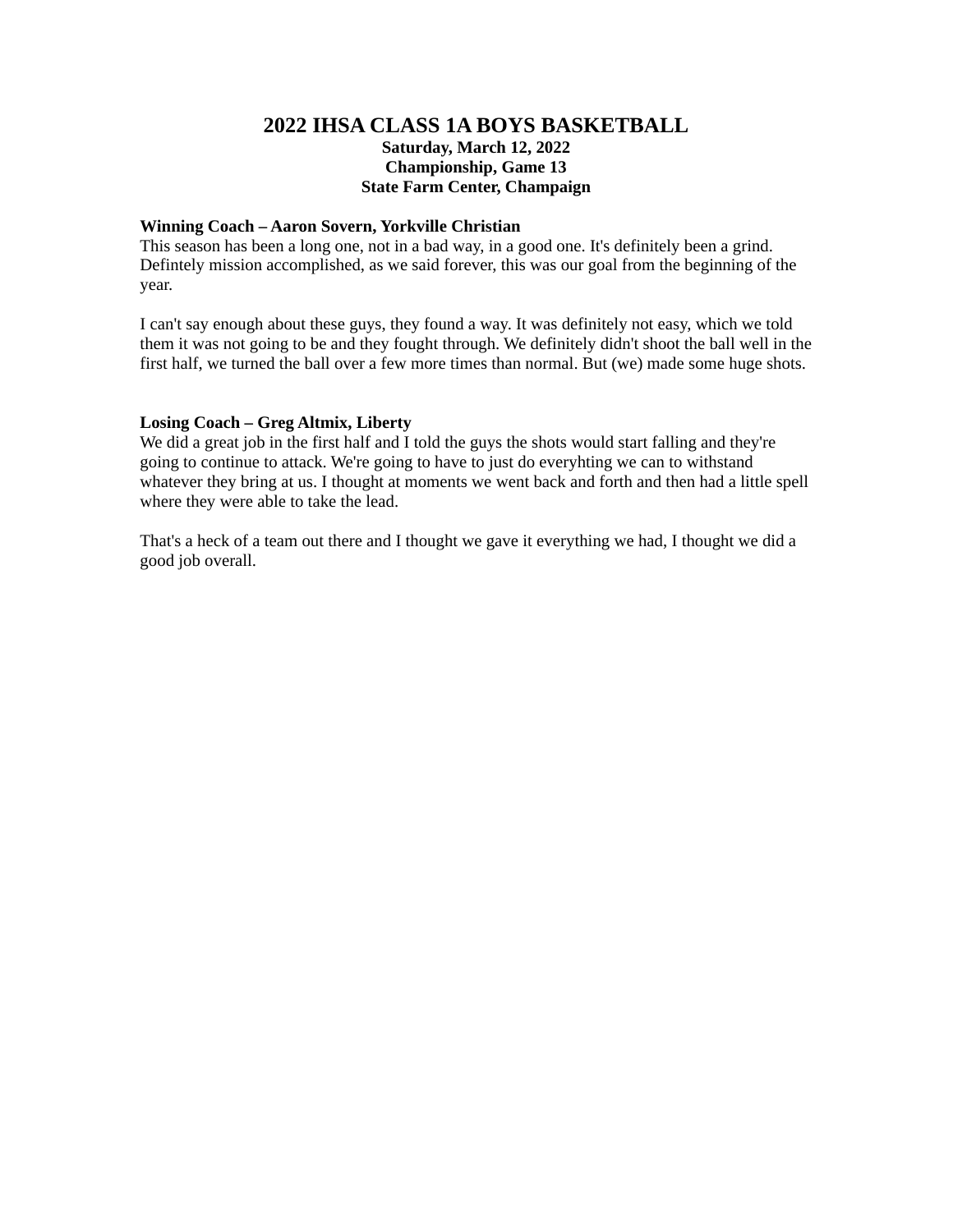# 2022 IHSA CLASS 1A BOYS BASKETBALL

**Saturday, March 12, 2022**
**Championship, Game 13**
**State Farm Center, Champaign**

**Winning Coach – Aaron Sovern, Yorkville Christian**

This season has been a long one, not in a bad way, in a good one. It's definitely been a grind. Defintely mission accomplished, as we said forever, this was our goal from the beginning of the year.

I can't say enough about these guys, they found a way. It was definitely not easy, which we told them it was not going to be and they fought through. We definitely didn't shoot the ball well in the first half, we turned the ball over a few more times than normal. But (we) made some huge shots.

**Losing Coach – Greg Altmix, Liberty**

We did a great job in the first half and I told the guys the shots would start falling and they're going to continue to attack. We're going to have to just do everyhting we can to withstand whatever they bring at us. I thought at moments we went back and forth and then had a little spell where they were able to take the lead.

That's a heck of a team out there and I thought we gave it everything we had, I thought we did a good job overall.